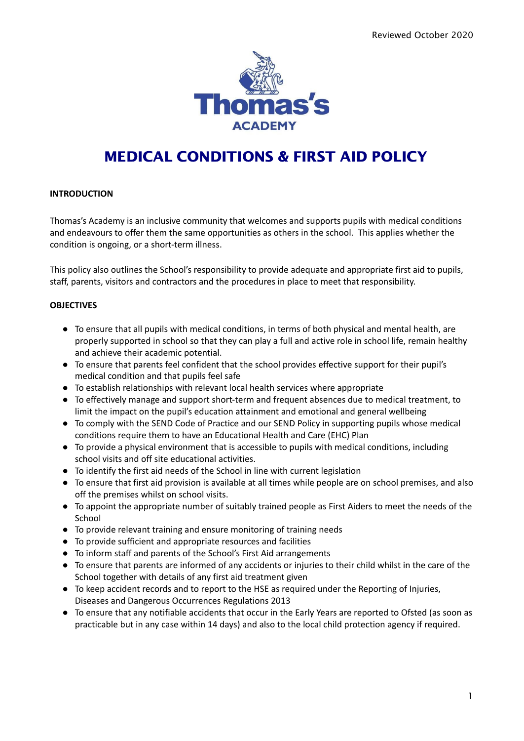Reviewed October 2020

Thomas's
ACADEMY

# MEDICAL CONDITIONS & FIRST AID POLICY

**INTRODUCTION**

Thomas's Academy is an inclusive community that welcomes and supports pupils with medical conditions and endeavours to offer them the same opportunities as others in the school. This applies whether the condition is ongoing, or a short-term illness.

This policy also outlines the School's responsibility to provide adequate and appropriate first aid to pupils, staff, parents, visitors and contractors and the procedures in place to meet that responsibility.

**OBJECTIVES**

- To ensure that all pupils with medical conditions, in terms of both physical and mental health, are properly supported in school so that they can play a full and active role in school life, remain healthy and achieve their academic potential.
- To ensure that parents feel confident that the school provides effective support for their pupil's medical condition and that pupils feel safe
- To establish relationships with relevant local health services where appropriate
- To effectively manage and support short-term and frequent absences due to medical treatment, to limit the impact on the pupil's education attainment and emotional and general wellbeing
- To comply with the SEND Code of Practice and our SEND Policy in supporting pupils whose medical conditions require them to have an Educational Health and Care (EHC) Plan
- To provide a physical environment that is accessible to pupils with medical conditions, including school visits and off site educational activities.
- To identify the first aid needs of the School in line with current legislation
- To ensure that first aid provision is available at all times while people are on school premises, and also off the premises whilst on school visits.
- To appoint the appropriate number of suitably trained people as First Aiders to meet the needs of the School
- To provide relevant training and ensure monitoring of training needs
- To provide sufficient and appropriate resources and facilities
- To inform staff and parents of the School's First Aid arrangements
- To ensure that parents are informed of any accidents or injuries to their child whilst in the care of the School together with details of any first aid treatment given
- To keep accident records and to report to the HSE as required under the Reporting of Injuries, Diseases and Dangerous Occurrences Regulations 2013
- To ensure that any notifiable accidents that occur in the Early Years are reported to Ofsted (as soon as practicable but in any case within 14 days) and also to the local child protection agency if required.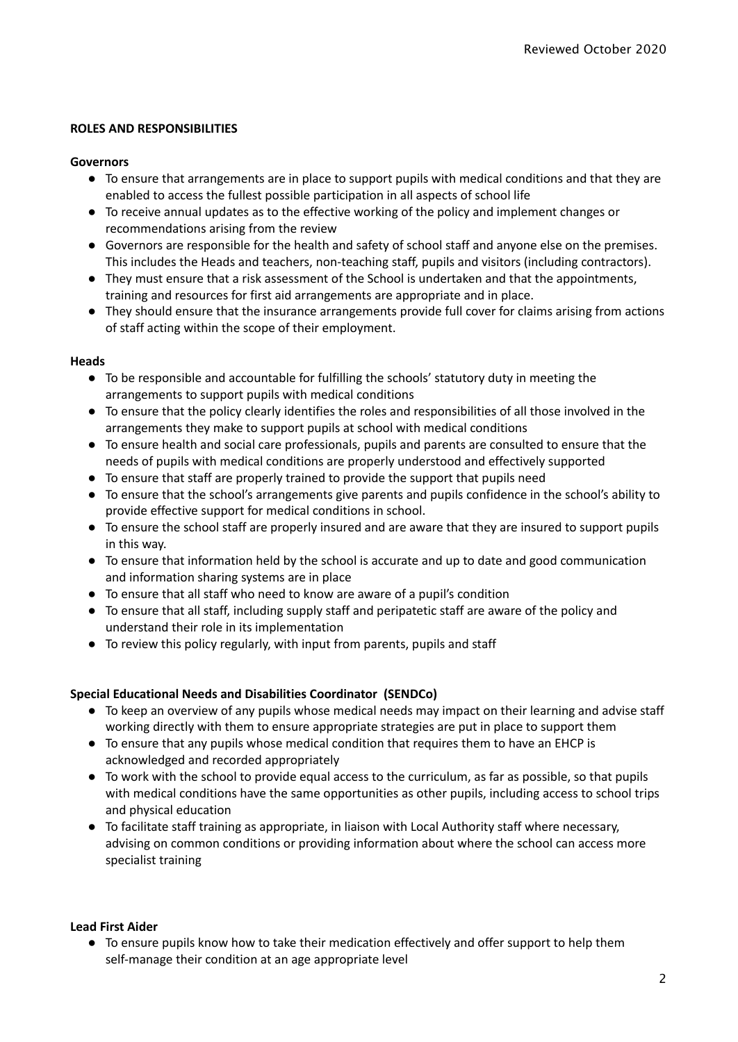**ROLES AND RESPONSIBILITIES**

**Governors**

- To ensure that arrangements are in place to support pupils with medical conditions and that they are enabled to access the fullest possible participation in all aspects of school life
- To receive annual updates as to the effective working of the policy and implement changes or recommendations arising from the review
- Governors are responsible for the health and safety of school staff and anyone else on the premises. This includes the Heads and teachers, non-teaching staff, pupils and visitors (including contractors).
- They must ensure that a risk assessment of the School is undertaken and that the appointments, training and resources for first aid arrangements are appropriate and in place.
- They should ensure that the insurance arrangements provide full cover for claims arising from actions of staff acting within the scope of their employment.

**Heads**

- To be responsible and accountable for fulfilling the schools' statutory duty in meeting the arrangements to support pupils with medical conditions
- To ensure that the policy clearly identifies the roles and responsibilities of all those involved in the arrangements they make to support pupils at school with medical conditions
- To ensure health and social care professionals, pupils and parents are consulted to ensure that the needs of pupils with medical conditions are properly understood and effectively supported
- To ensure that staff are properly trained to provide the support that pupils need
- To ensure that the school's arrangements give parents and pupils confidence in the school's ability to provide effective support for medical conditions in school.
- To ensure the school staff are properly insured and are aware that they are insured to support pupils in this way.
- To ensure that information held by the school is accurate and up to date and good communication and information sharing systems are in place
- To ensure that all staff who need to know are aware of a pupil's condition
- To ensure that all staff, including supply staff and peripatetic staff are aware of the policy and understand their role in its implementation
- To review this policy regularly, with input from parents, pupils and staff

**Special Educational Needs and Disabilities Coordinator (SENDCo)**

- To keep an overview of any pupils whose medical needs may impact on their learning and advise staff working directly with them to ensure appropriate strategies are put in place to support them
- To ensure that any pupils whose medical condition that requires them to have an EHCP is acknowledged and recorded appropriately
- To work with the school to provide equal access to the curriculum, as far as possible, so that pupils with medical conditions have the same opportunities as other pupils, including access to school trips and physical education
- To facilitate staff training as appropriate, in liaison with Local Authority staff where necessary, advising on common conditions or providing information about where the school can access more specialist training

**Lead First Aider**

- To ensure pupils know how to take their medication effectively and offer support to help them self-manage their condition at an age appropriate level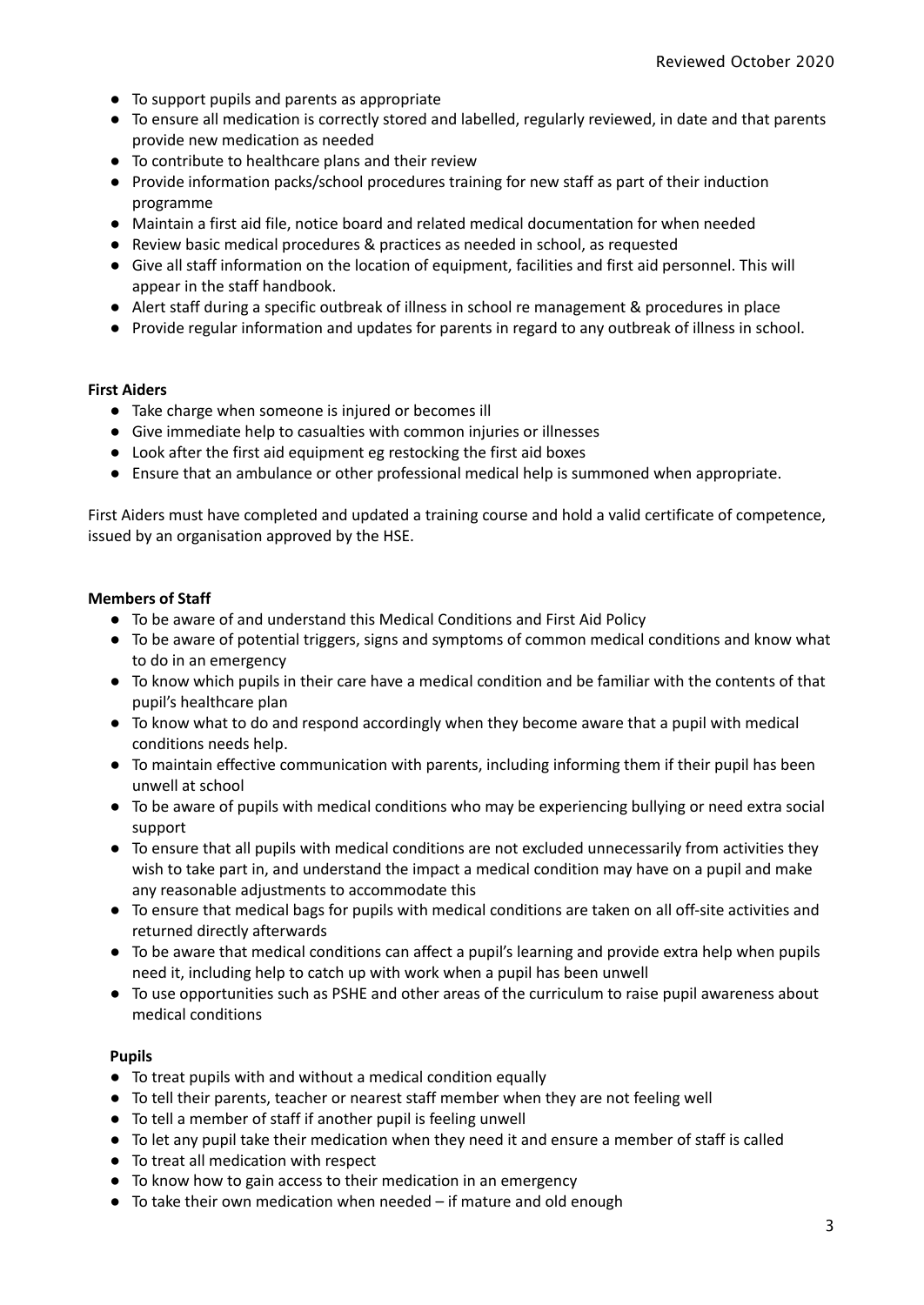- To support pupils and parents as appropriate
- To ensure all medication is correctly stored and labelled, regularly reviewed, in date and that parents provide new medication as needed
- To contribute to healthcare plans and their review
- Provide information packs/school procedures training for new staff as part of their induction programme
- Maintain a first aid file, notice board and related medical documentation for when needed
- Review basic medical procedures & practices as needed in school, as requested
- Give all staff information on the location of equipment, facilities and first aid personnel. This will appear in the staff handbook.
- Alert staff during a specific outbreak of illness in school re management & procedures in place
- Provide regular information and updates for parents in regard to any outbreak of illness in school.

**First Aiders**

- Take charge when someone is injured or becomes ill
- Give immediate help to casualties with common injuries or illnesses
- Look after the first aid equipment eg restocking the first aid boxes
- Ensure that an ambulance or other professional medical help is summoned when appropriate.

First Aiders must have completed and updated a training course and hold a valid certificate of competence, issued by an organisation approved by the HSE.

**Members of Staff**

- To be aware of and understand this Medical Conditions and First Aid Policy
- To be aware of potential triggers, signs and symptoms of common medical conditions and know what to do in an emergency
- To know which pupils in their care have a medical condition and be familiar with the contents of that pupil's healthcare plan
- To know what to do and respond accordingly when they become aware that a pupil with medical conditions needs help.
- To maintain effective communication with parents, including informing them if their pupil has been unwell at school
- To be aware of pupils with medical conditions who may be experiencing bullying or need extra social support
- To ensure that all pupils with medical conditions are not excluded unnecessarily from activities they wish to take part in, and understand the impact a medical condition may have on a pupil and make any reasonable adjustments to accommodate this
- To ensure that medical bags for pupils with medical conditions are taken on all off-site activities and returned directly afterwards
- To be aware that medical conditions can affect a pupil's learning and provide extra help when pupils need it, including help to catch up with work when a pupil has been unwell
- To use opportunities such as PSHE and other areas of the curriculum to raise pupil awareness about medical conditions

**Pupils**

- To treat pupils with and without a medical condition equally
- To tell their parents, teacher or nearest staff member when they are not feeling well
- To tell a member of staff if another pupil is feeling unwell
- To let any pupil take their medication when they need it and ensure a member of staff is called
- To treat all medication with respect
- To know how to gain access to their medication in an emergency
- To take their own medication when needed – if mature and old enough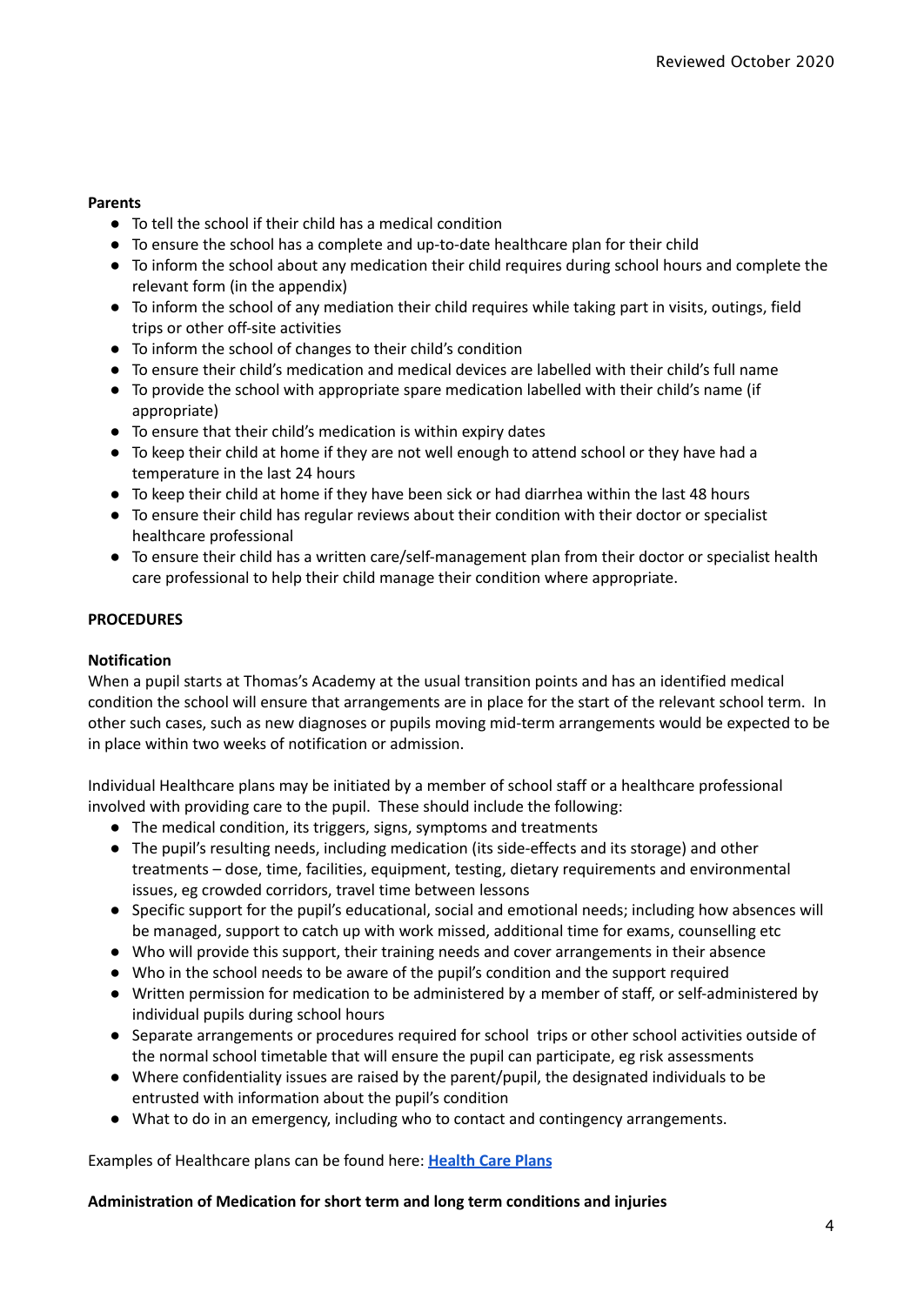**Parents**

- To tell the school if their child has a medical condition
- To ensure the school has a complete and up-to-date healthcare plan for their child
- To inform the school about any medication their child requires during school hours and complete the relevant form (in the appendix)
- To inform the school of any mediation their child requires while taking part in visits, outings, field trips or other off-site activities
- To inform the school of changes to their child's condition
- To ensure their child's medication and medical devices are labelled with their child's full name
- To provide the school with appropriate spare medication labelled with their child's name (if appropriate)
- To ensure that their child's medication is within expiry dates
- To keep their child at home if they are not well enough to attend school or they have had a temperature in the last 24 hours
- To keep their child at home if they have been sick or had diarrhea within the last 48 hours
- To ensure their child has regular reviews about their condition with their doctor or specialist healthcare professional
- To ensure their child has a written care/self-management plan from their doctor or specialist health care professional to help their child manage their condition where appropriate.

**PROCEDURES**

**Notification**

When a pupil starts at Thomas's Academy at the usual transition points and has an identified medical condition the school will ensure that arrangements are in place for the start of the relevant school term. In other such cases, such as new diagnoses or pupils moving mid-term arrangements would be expected to be in place within two weeks of notification or admission.

Individual Healthcare plans may be initiated by a member of school staff or a healthcare professional involved with providing care to the pupil. These should include the following:

- The medical condition, its triggers, signs, symptoms and treatments
- The pupil's resulting needs, including medication (its side-effects and its storage) and other treatments – dose, time, facilities, equipment, testing, dietary requirements and environmental issues, eg crowded corridors, travel time between lessons
- Specific support for the pupil's educational, social and emotional needs; including how absences will be managed, support to catch up with work missed, additional time for exams, counselling etc
- Who will provide this support, their training needs and cover arrangements in their absence
- Who in the school needs to be aware of the pupil's condition and the support required
- Written permission for medication to be administered by a member of staff, or self-administered by individual pupils during school hours
- Separate arrangements or procedures required for school trips or other school activities outside of the normal school timetable that will ensure the pupil can participate, eg risk assessments
- Where confidentiality issues are raised by the parent/pupil, the designated individuals to be entrusted with information about the pupil's condition
- What to do in an emergency, including who to contact and contingency arrangements.

Examples of Healthcare plans can be found here: **Health Care Plans**

**Administration of Medication for short term and long term conditions and injuries**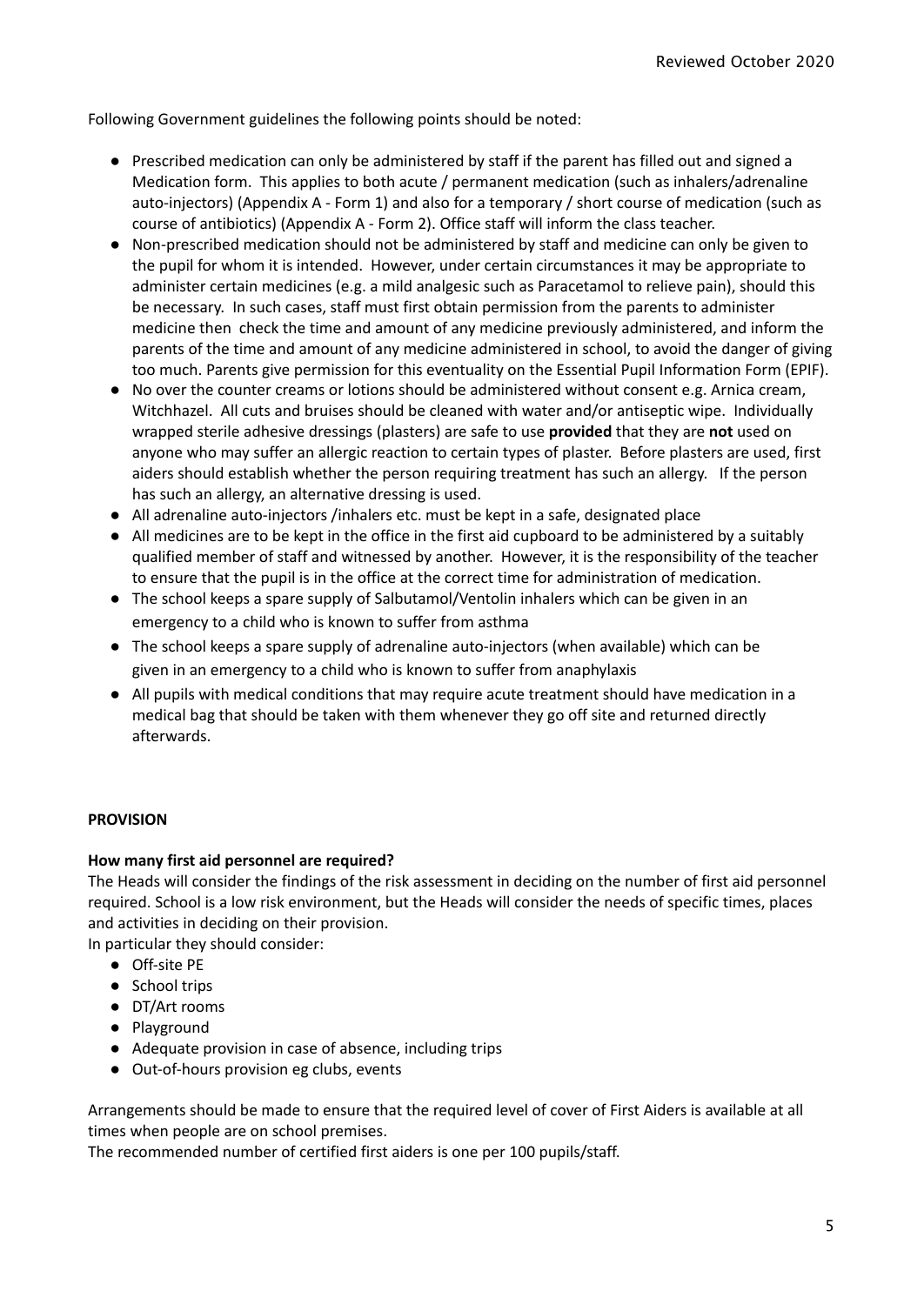Following Government guidelines the following points should be noted:

- Prescribed medication can only be administered by staff if the parent has filled out and signed a Medication form. This applies to both acute / permanent medication (such as inhalers/adrenaline auto-injectors) (Appendix A - Form 1) and also for a temporary / short course of medication (such as course of antibiotics) (Appendix A - Form 2). Office staff will inform the class teacher.
- Non-prescribed medication should not be administered by staff and medicine can only be given to the pupil for whom it is intended. However, under certain circumstances it may be appropriate to administer certain medicines (e.g. a mild analgesic such as Paracetamol to relieve pain), should this be necessary. In such cases, staff must first obtain permission from the parents to administer medicine then check the time and amount of any medicine previously administered, and inform the parents of the time and amount of any medicine administered in school, to avoid the danger of giving too much. Parents give permission for this eventuality on the Essential Pupil Information Form (EPIF).
- No over the counter creams or lotions should be administered without consent e.g. Arnica cream, Witchhazel. All cuts and bruises should be cleaned with water and/or antiseptic wipe. Individually wrapped sterile adhesive dressings (plasters) are safe to use **provided** that they are **not** used on anyone who may suffer an allergic reaction to certain types of plaster. Before plasters are used, first aiders should establish whether the person requiring treatment has such an allergy. If the person has such an allergy, an alternative dressing is used.
- All adrenaline auto-injectors /inhalers etc. must be kept in a safe, designated place
- All medicines are to be kept in the office in the first aid cupboard to be administered by a suitably qualified member of staff and witnessed by another. However, it is the responsibility of the teacher to ensure that the pupil is in the office at the correct time for administration of medication.
- The school keeps a spare supply of Salbutamol/Ventolin inhalers which can be given in an emergency to a child who is known to suffer from asthma
- The school keeps a spare supply of adrenaline auto-injectors (when available) which can be given in an emergency to a child who is known to suffer from anaphylaxis
- All pupils with medical conditions that may require acute treatment should have medication in a medical bag that should be taken with them whenever they go off site and returned directly afterwards.

## PROVISION

### How many first aid personnel are required?

The Heads will consider the findings of the risk assessment in deciding on the number of first aid personnel required. School is a low risk environment, but the Heads will consider the needs of specific times, places and activities in deciding on their provision.

In particular they should consider:

- Off-site PE
- School trips
- DT/Art rooms
- Playground
- Adequate provision in case of absence, including trips
- Out-of-hours provision eg clubs, events

Arrangements should be made to ensure that the required level of cover of First Aiders is available at all times when people are on school premises.

The recommended number of certified first aiders is one per 100 pupils/staff.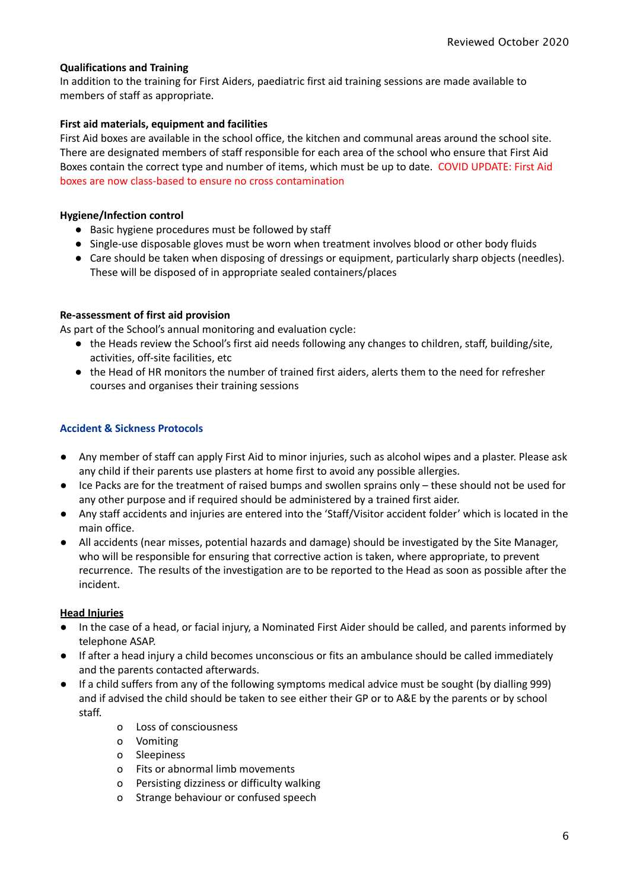**Qualifications and Training**

In addition to the training for First Aiders, paediatric first aid training sessions are made available to members of staff as appropriate.

**First aid materials, equipment and facilities**

First Aid boxes are available in the school office, the kitchen and communal areas around the school site. There are designated members of staff responsible for each area of the school who ensure that First Aid Boxes contain the correct type and number of items, which must be up to date. COVID UPDATE: First Aid boxes are now class-based to ensure no cross contamination

**Hygiene/Infection control**

- Basic hygiene procedures must be followed by staff
- Single-use disposable gloves must be worn when treatment involves blood or other body fluids
- Care should be taken when disposing of dressings or equipment, particularly sharp objects (needles). These will be disposed of in appropriate sealed containers/places

**Re-assessment of first aid provision**

As part of the School's annual monitoring and evaluation cycle:

- the Heads review the School's first aid needs following any changes to children, staff, building/site, activities, off-site facilities, etc
- the Head of HR monitors the number of trained first aiders, alerts them to the need for refresher courses and organises their training sessions

## Accident & Sickness Protocols

- Any member of staff can apply First Aid to minor injuries, such as alcohol wipes and a plaster. Please ask any child if their parents use plasters at home first to avoid any possible allergies.
- Ice Packs are for the treatment of raised bumps and swollen sprains only – these should not be used for any other purpose and if required should be administered by a trained first aider.
- Any staff accidents and injuries are entered into the 'Staff/Visitor accident folder' which is located in the main office.
- All accidents (near misses, potential hazards and damage) should be investigated by the Site Manager, who will be responsible for ensuring that corrective action is taken, where appropriate, to prevent recurrence. The results of the investigation are to be reported to the Head as soon as possible after the incident.

**Head Injuries**

- In the case of a head, or facial injury, a Nominated First Aider should be called, and parents informed by telephone ASAP.
- If after a head injury a child becomes unconscious or fits an ambulance should be called immediately and the parents contacted afterwards.
- If a child suffers from any of the following symptoms medical advice must be sought (by dialling 999) and if advised the child should be taken to see either their GP or to A&E by the parents or by school staff.
    - Loss of consciousness
    - Vomiting
    - Sleepiness
    - Fits or abnormal limb movements
    - Persisting dizziness or difficulty walking
    - Strange behaviour or confused speech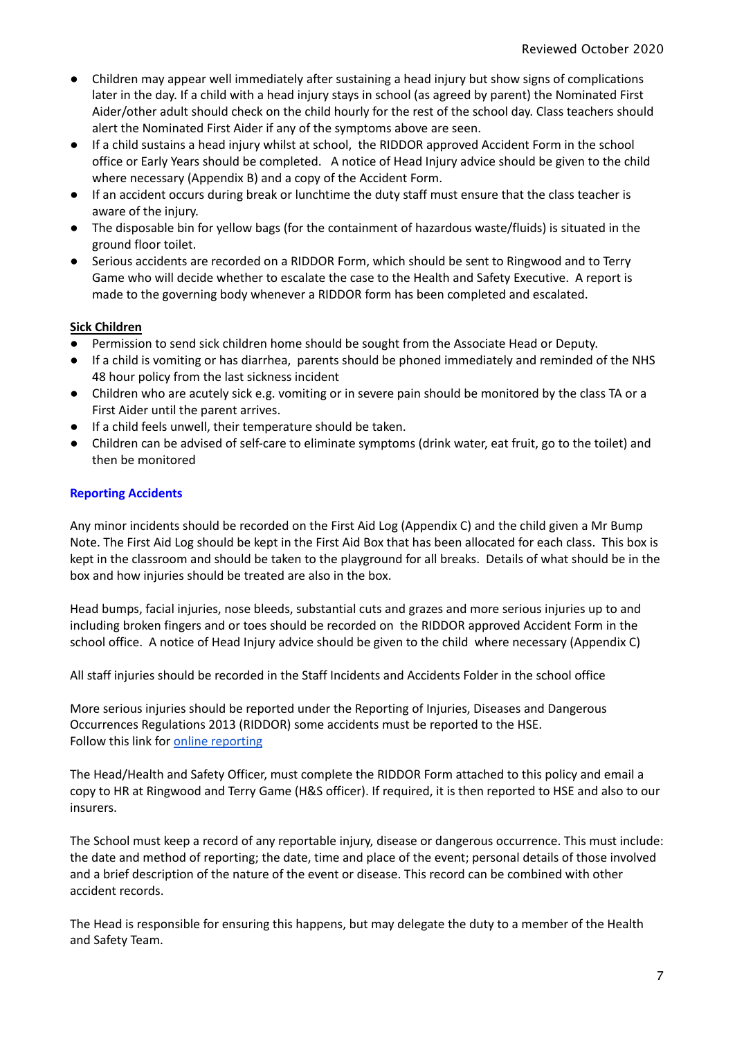- Children may appear well immediately after sustaining a head injury but show signs of complications later in the day. If a child with a head injury stays in school (as agreed by parent) the Nominated First Aider/other adult should check on the child hourly for the rest of the school day. Class teachers should alert the Nominated First Aider if any of the symptoms above are seen.
- If a child sustains a head injury whilst at school, the RIDDOR approved Accident Form in the school office or Early Years should be completed. A notice of Head Injury advice should be given to the child where necessary (Appendix B) and a copy of the Accident Form.
- If an accident occurs during break or lunchtime the duty staff must ensure that the class teacher is aware of the injury.
- The disposable bin for yellow bags (for the containment of hazardous waste/fluids) is situated in the ground floor toilet.
- Serious accidents are recorded on a RIDDOR Form, which should be sent to Ringwood and to Terry Game who will decide whether to escalate the case to the Health and Safety Executive. A report is made to the governing body whenever a RIDDOR form has been completed and escalated.

**Sick Children**

- Permission to send sick children home should be sought from the Associate Head or Deputy.
- If a child is vomiting or has diarrhea, parents should be phoned immediately and reminded of the NHS 48 hour policy from the last sickness incident
- Children who are acutely sick e.g. vomiting or in severe pain should be monitored by the class TA or a First Aider until the parent arrives.
- If a child feels unwell, their temperature should be taken.
- Children can be advised of self-care to eliminate symptoms (drink water, eat fruit, go to the toilet) and then be monitored

## Reporting Accidents

Any minor incidents should be recorded on the First Aid Log (Appendix C) and the child given a Mr Bump Note. The First Aid Log should be kept in the First Aid Box that has been allocated for each class. This box is kept in the classroom and should be taken to the playground for all breaks. Details of what should be in the box and how injuries should be treated are also in the box.

Head bumps, facial injuries, nose bleeds, substantial cuts and grazes and more serious injuries up to and including broken fingers and or toes should be recorded on the RIDDOR approved Accident Form in the school office. A notice of Head Injury advice should be given to the child where necessary (Appendix C)

All staff injuries should be recorded in the Staff Incidents and Accidents Folder in the school office

More serious injuries should be reported under the Reporting of Injuries, Diseases and Dangerous Occurrences Regulations 2013 (RIDDOR) some accidents must be reported to the HSE.
Follow this link for online reporting

The Head/Health and Safety Officer, must complete the RIDDOR Form attached to this policy and email a copy to HR at Ringwood and Terry Game (H&S officer). If required, it is then reported to HSE and also to our insurers.

The School must keep a record of any reportable injury, disease or dangerous occurrence. This must include: the date and method of reporting; the date, time and place of the event; personal details of those involved and a brief description of the nature of the event or disease. This record can be combined with other accident records.

The Head is responsible for ensuring this happens, but may delegate the duty to a member of the Health and Safety Team.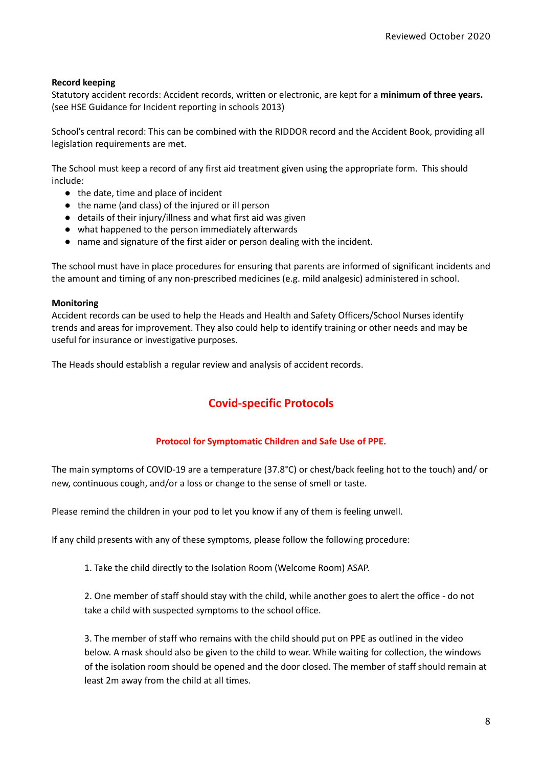**Record keeping**

Statutory accident records: Accident records, written or electronic, are kept for a **minimum of three years.** (see HSE Guidance for Incident reporting in schools 2013)

School's central record: This can be combined with the RIDDOR record and the Accident Book, providing all legislation requirements are met.

The School must keep a record of any first aid treatment given using the appropriate form. This should include:

- the date, time and place of incident
- the name (and class) of the injured or ill person
- details of their injury/illness and what first aid was given
- what happened to the person immediately afterwards
- name and signature of the first aider or person dealing with the incident.

The school must have in place procedures for ensuring that parents are informed of significant incidents and the amount and timing of any non-prescribed medicines (e.g. mild analgesic) administered in school.

**Monitoring**

Accident records can be used to help the Heads and Health and Safety Officers/School Nurses identify trends and areas for improvement. They also could help to identify training or other needs and may be useful for insurance or investigative purposes.

The Heads should establish a regular review and analysis of accident records.

## Covid-specific Protocols

### Protocol for Symptomatic Children and Safe Use of PPE.

The main symptoms of COVID-19 are a temperature (37.8°C) or chest/back feeling hot to the touch) and/ or new, continuous cough, and/or a loss or change to the sense of smell or taste.

Please remind the children in your pod to let you know if any of them is feeling unwell.

If any child presents with any of these symptoms, please follow the following procedure:

1. Take the child directly to the Isolation Room (Welcome Room) ASAP.

2. One member of staff should stay with the child, while another goes to alert the office - do not take a child with suspected symptoms to the school office.

3. The member of staff who remains with the child should put on PPE as outlined in the video below. A mask should also be given to the child to wear. While waiting for collection, the windows of the isolation room should be opened and the door closed. The member of staff should remain at least 2m away from the child at all times.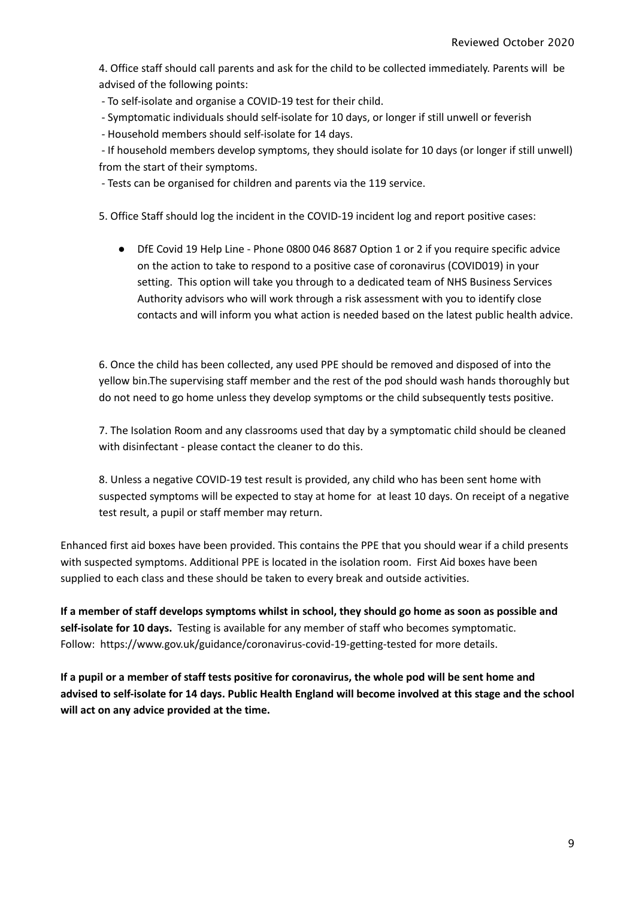4. Office staff should call parents and ask for the child to be collected immediately. Parents will be advised of the following points:

- To self-isolate and organise a COVID-19 test for their child.
- Symptomatic individuals should self-isolate for 10 days, or longer if still unwell or feverish
- Household members should self-isolate for 14 days.
- If household members develop symptoms, they should isolate for 10 days (or longer if still unwell) from the start of their symptoms.
- Tests can be organised for children and parents via the 119 service.

5. Office Staff should log the incident in the COVID-19 incident log and report positive cases:

- DfE Covid 19 Help Line - Phone 0800 046 8687 Option 1 or 2 if you require specific advice on the action to take to respond to a positive case of coronavirus (COVID019) in your setting. This option will take you through to a dedicated team of NHS Business Services Authority advisors who will work through a risk assessment with you to identify close contacts and will inform you what action is needed based on the latest public health advice.

6. Once the child has been collected, any used PPE should be removed and disposed of into the yellow bin.The supervising staff member and the rest of the pod should wash hands thoroughly but do not need to go home unless they develop symptoms or the child subsequently tests positive.

7. The Isolation Room and any classrooms used that day by a symptomatic child should be cleaned with disinfectant - please contact the cleaner to do this.

8. Unless a negative COVID-19 test result is provided, any child who has been sent home with suspected symptoms will be expected to stay at home for at least 10 days. On receipt of a negative test result, a pupil or staff member may return.

Enhanced first aid boxes have been provided. This contains the PPE that you should wear if a child presents with suspected symptoms. Additional PPE is located in the isolation room. First Aid boxes have been supplied to each class and these should be taken to every break and outside activities.

**If a member of staff develops symptoms whilst in school, they should go home as soon as possible and self-isolate for 10 days.** Testing is available for any member of staff who becomes symptomatic. Follow: https://www.gov.uk/guidance/coronavirus-covid-19-getting-tested for more details.

**If a pupil or a member of staff tests positive for coronavirus, the whole pod will be sent home and advised to self-isolate for 14 days. Public Health England will become involved at this stage and the school will act on any advice provided at the time.**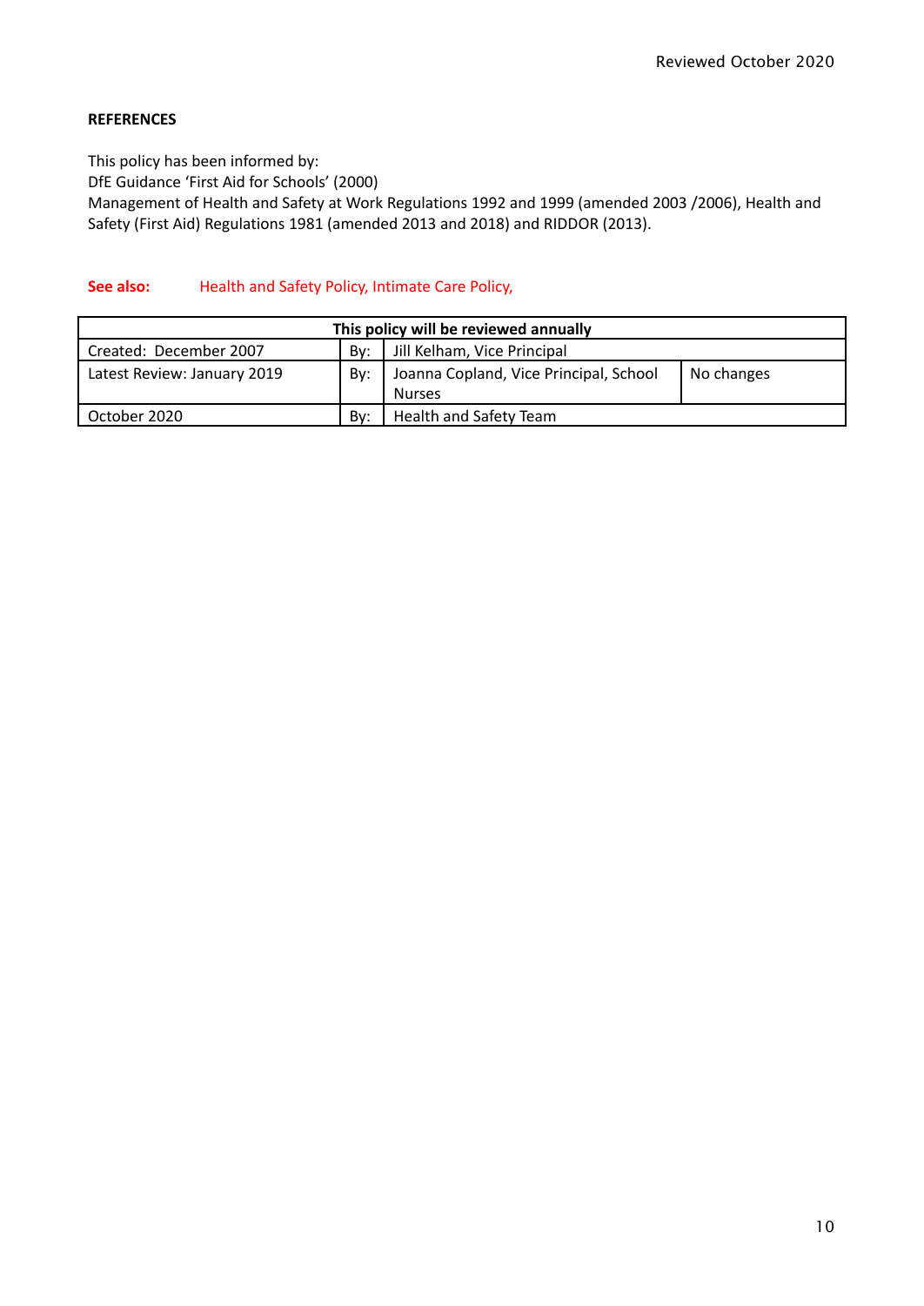**REFERENCES**

This policy has been informed by:
DfE Guidance 'First Aid for Schools' (2000)
Management of Health and Safety at Work Regulations 1992 and 1999 (amended 2003 /2006), Health and Safety (First Aid) Regulations 1981 (amended 2013 and 2018) and RIDDOR (2013).

**See also:** Health and Safety Policy, Intimate Care Policy,

| This policy will be reviewed annually | | | |
|---|---|---|---|
| Created: December 2007 | By: | Jill Kelham, Vice Principal | |
| Latest Review: January 2019 | By: | Joanna Copland, Vice Principal, School Nurses | No changes |
| October 2020 | By: | Health and Safety Team | |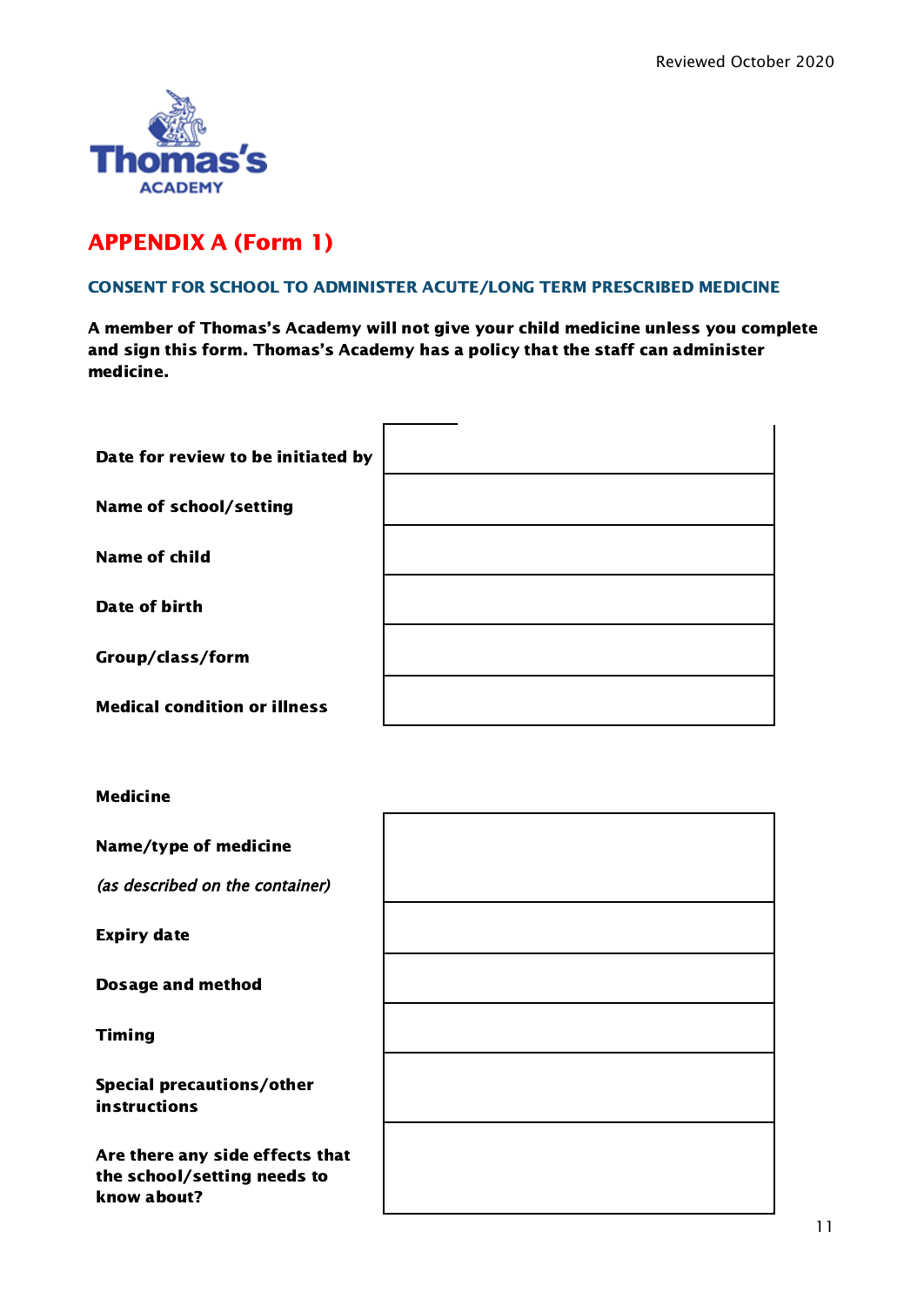# APPENDIX A (Form 1)

## CONSENT FOR SCHOOL TO ADMINISTER ACUTE/LONG TERM PRESCRIBED MEDICINE

**A member of Thomas's Academy will not give your child medicine unless you complete and sign this form. Thomas's Academy has a policy that the staff can administer medicine.**

| | |
|---|---|
| **Date for review to be initiated by** | |
| **Name of school/setting** | |
| **Name of child** | |
| **Date of birth** | |
| **Group/class/form** | |
| **Medical condition or illness** | |

**Medicine**

| | |
|---|---|
| **Name/type of medicine** *(as described on the container)* | |
| **Expiry date** | |
| **Dosage and method** | |
| **Timing** | |
| **Special precautions/other instructions** | |
| **Are there any side effects that the school/setting needs to know about?** | |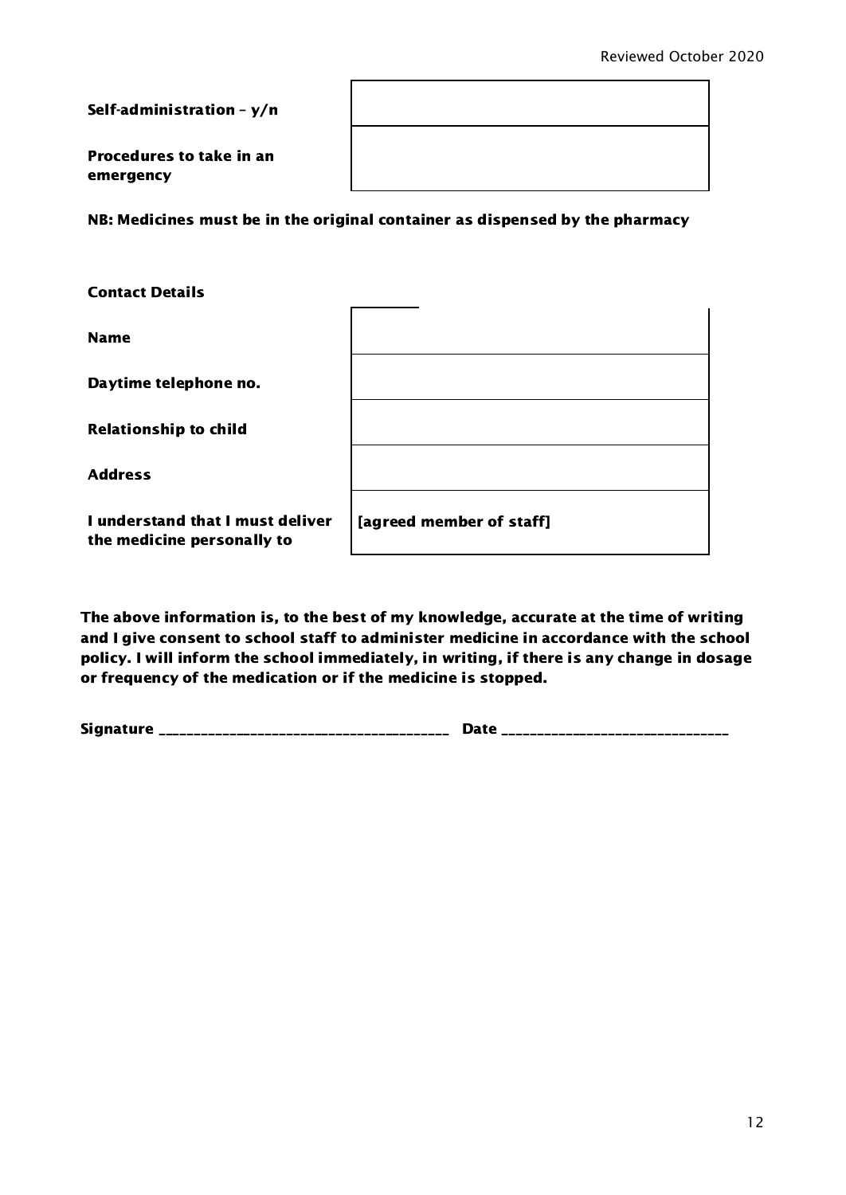| | |
|---|---|
| **Self-administration – y/n** | |
| **Procedures to take in an emergency** | |

**NB: Medicines must be in the original container as dispensed by the pharmacy**

**Contact Details**

| | |
|---|---|
| **Name** | |
| **Daytime telephone no.** | |
| **Relationship to child** | |
| **Address** | |
| **I understand that I must deliver the medicine personally to** | **[agreed member of staff]** |

**The above information is, to the best of my knowledge, accurate at the time of writing and I give consent to school staff to administer medicine in accordance with the school policy. I will inform the school immediately, in writing, if there is any change in dosage or frequency of the medication or if the medicine is stopped.**

**Signature ________________________________________ Date ______________________________**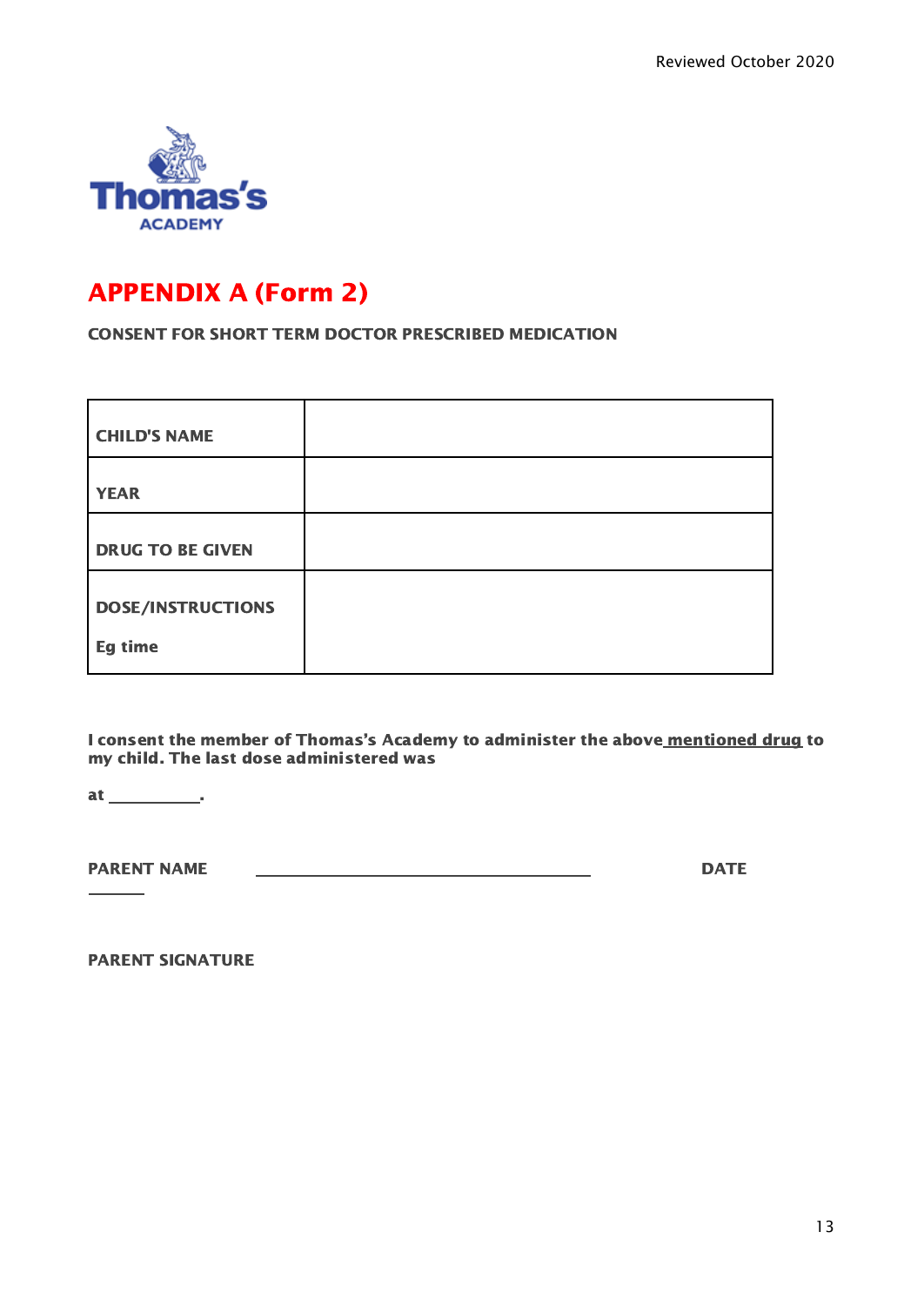# APPENDIX A (Form 2)

**CONSENT FOR SHORT TERM DOCTOR PRESCRIBED MEDICATION**

| | |
|---|---|
| **CHILD'S NAME** | |
| **YEAR** | |
| **DRUG TO BE GIVEN** | |
| **DOSE/INSTRUCTIONS**<br><br>**Eg time** | |

**I consent the member of Thomas's Academy to administer the above mentioned drug to my child. The last dose administered was**

**at __________.**

**PARENT NAME** ____________________________________ **DATE** ______

**PARENT SIGNATURE**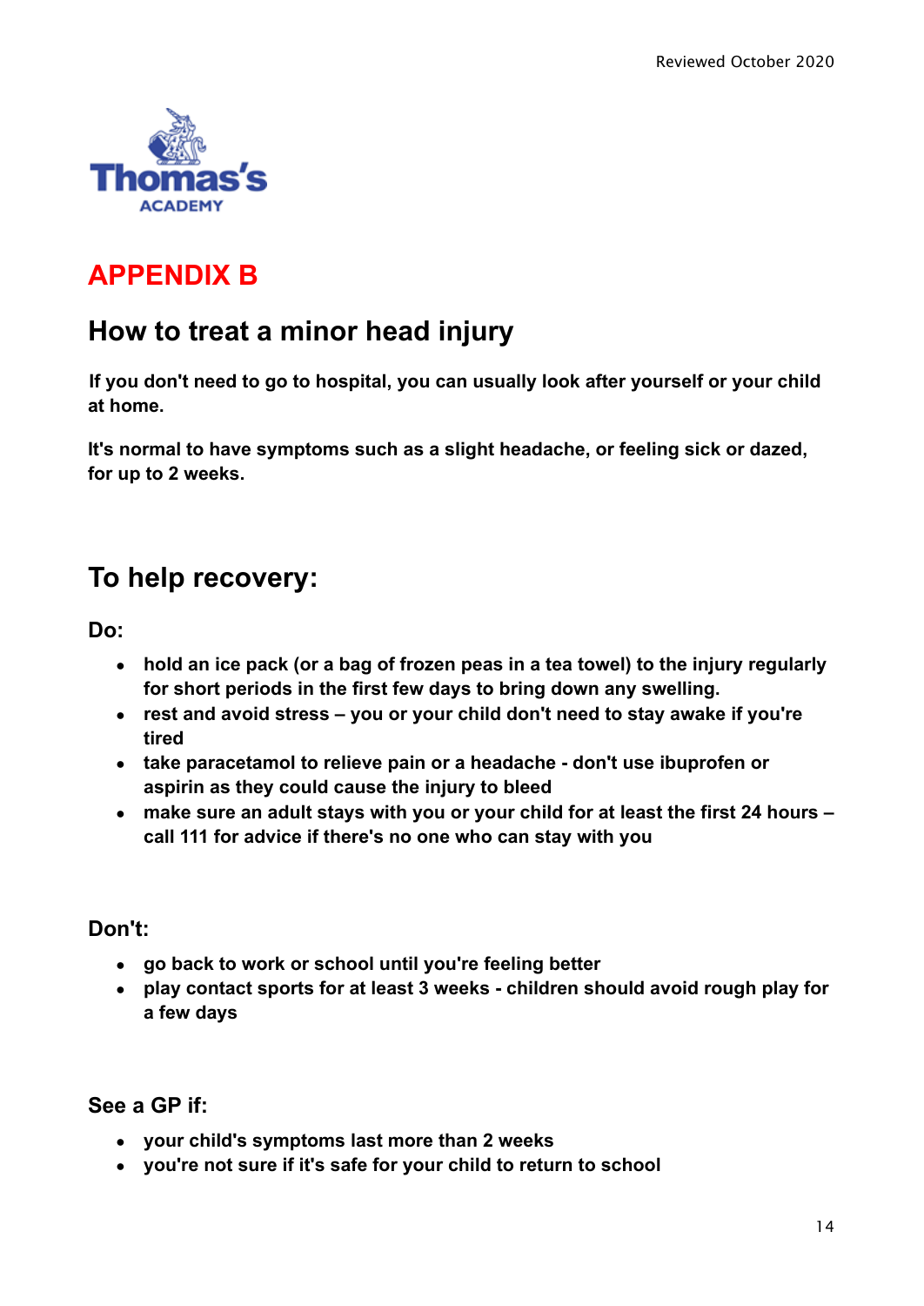Reviewed October 2020

Thomas's ACADEMY

# APPENDIX B

## How to treat a minor head injury

**If you don't need to go to hospital, you can usually look after yourself or your child at home.**

**It's normal to have symptoms such as a slight headache, or feeling sick or dazed, for up to 2 weeks.**

## To help recovery:

### Do:

- **hold an ice pack (or a bag of frozen peas in a tea towel) to the injury regularly for short periods in the first few days to bring down any swelling.**
- **rest and avoid stress – you or your child don't need to stay awake if you're tired**
- **take paracetamol to relieve pain or a headache - don't use ibuprofen or aspirin as they could cause the injury to bleed**
- **make sure an adult stays with you or your child for at least the first 24 hours – call 111 for advice if there's no one who can stay with you**

### Don't:

- **go back to work or school until you're feeling better**
- **play contact sports for at least 3 weeks - children should avoid rough play for a few days**

### See a GP if:

- **your child's symptoms last more than 2 weeks**
- **you're not sure if it's safe for your child to return to school**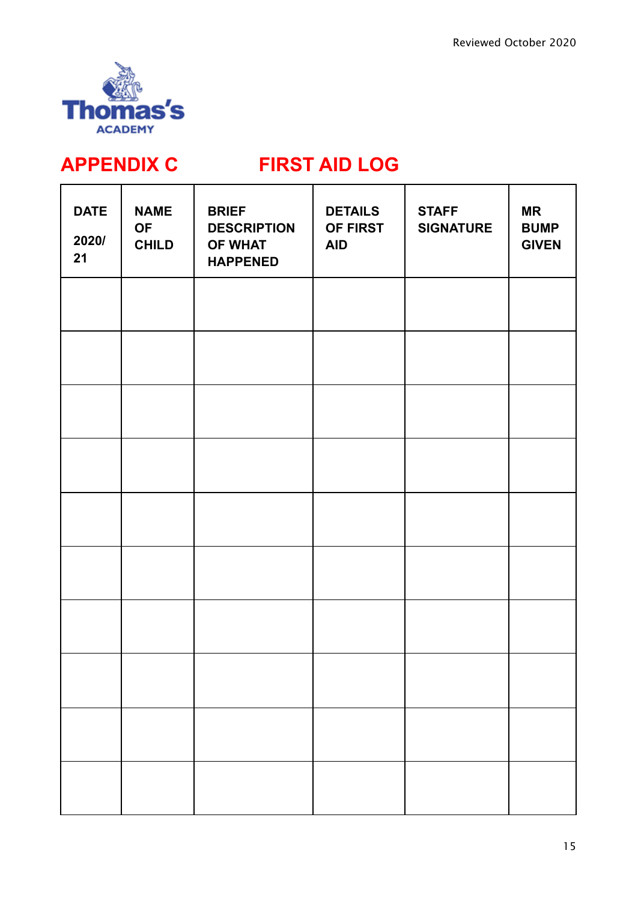Thomas's ACADEMY

## APPENDIX C FIRST AID LOG

| DATE 2020/ 21 | NAME OF CHILD | BRIEF DESCRIPTION OF WHAT HAPPENED | DETAILS OF FIRST AID | STAFF SIGNATURE | MR BUMP GIVEN |
|---|---|---|---|---|---|
| | | | | | |
| | | | | | |
| | | | | | |
| | | | | | |
| | | | | | |
| | | | | | |
| | | | | | |
| | | | | | |
| | | | | | |
| | | | | | |